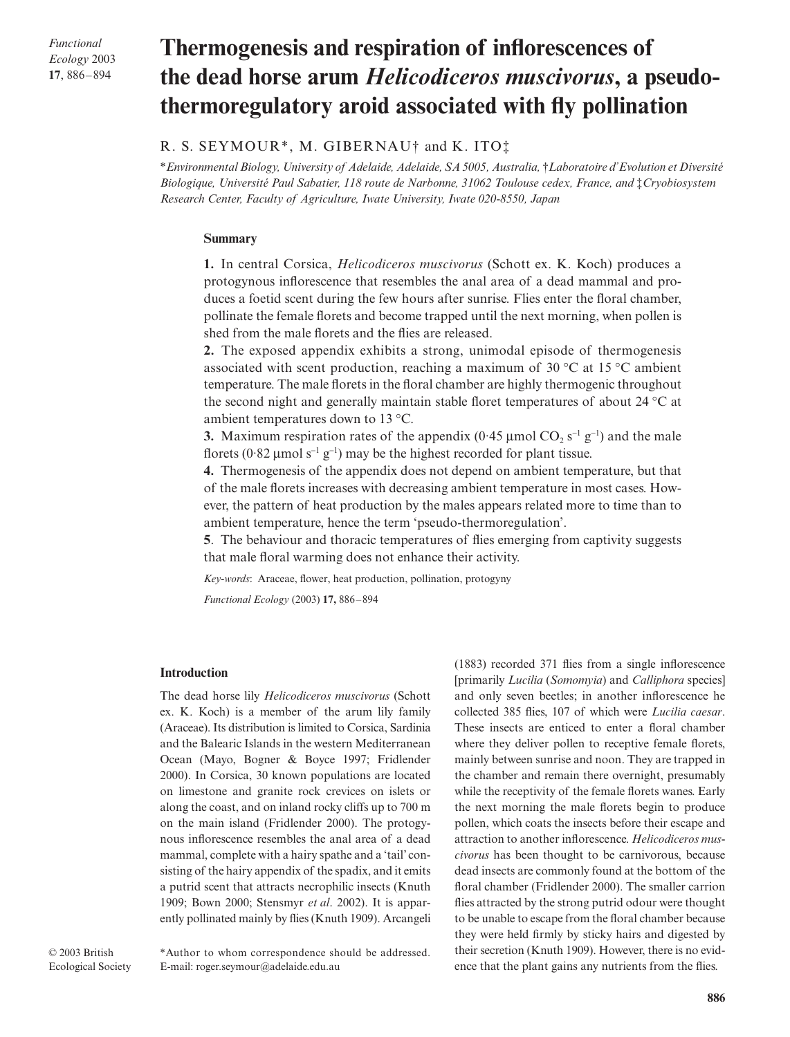# Thermogenesis and respiration of inflorescences of the dead horse arum *Helicodiceros muscivorus*, a pseudo-thermoregulatory aroid associated with fly pollination

R. S. SEYMOUR*, M. GIBERNAU† and K. ITO‡

*Environmental Biology, University of Adelaide, Adelaide, SA 5005, Australia, †Laboratoire d'Evolution et Diversité Biologique, Université Paul Sabatier, 118 route de Narbonne, 31062 Toulouse cedex, France, and ‡Cryobiosystem Research Center, Faculty of Agriculture, Iwate University, Iwate 020-8550, Japan

## Summary

**1.** In central Corsica, *Helicodiceros muscivorus* (Schott ex. K. Koch) produces a protogynous inflorescence that resembles the anal area of a dead mammal and produces a foetid scent during the few hours after sunrise. Flies enter the floral chamber, pollinate the female florets and become trapped until the next morning, when pollen is shed from the male florets and the flies are released.

**2.** The exposed appendix exhibits a strong, unimodal episode of thermogenesis associated with scent production, reaching a maximum of 30 °C at 15 °C ambient temperature. The male florets in the floral chamber are highly thermogenic throughout the second night and generally maintain stable floret temperatures of about 24 °C at ambient temperatures down to 13 °C.

**3.** Maximum respiration rates of the appendix (0·45 µmol $CO_2$ $s^{-1}$ $g^{-1}$) and the male florets (0·82 µmol $s^{-1}$ $g^{-1}$) may be the highest recorded for plant tissue.

**4.** Thermogenesis of the appendix does not depend on ambient temperature, but that of the male florets increases with decreasing ambient temperature in most cases. However, the pattern of heat production by the males appears related more to time than to ambient temperature, hence the term 'pseudo-thermoregulation'.

**5**. The behaviour and thoracic temperatures of flies emerging from captivity suggests that male floral warming does not enhance their activity.

*Key-words*: Araceae, flower, heat production, pollination, protogyny

*Functional Ecology* (2003) **17,** 886–894

## Introduction

The dead horse lily *Helicodiceros muscivorus* (Schott ex. K. Koch) is a member of the arum lily family (Araceae). Its distribution is limited to Corsica, Sardinia and the Balearic Islands in the western Mediterranean Ocean (Mayo, Bogner & Boyce 1997; Fridlender 2000). In Corsica, 30 known populations are located on limestone and granite rock crevices on islets or along the coast, and on inland rocky cliffs up to 700 m on the main island (Fridlender 2000). The protogynous inflorescence resembles the anal area of a dead mammal, complete with a hairy spathe and a 'tail' consisting of the hairy appendix of the spadix, and it emits a putrid scent that attracts necrophilic insects (Knuth 1909; Bown 2000; Stensmyr *et al*. 2002). It is apparently pollinated mainly by flies (Knuth 1909). Arcangeli (1883) recorded 371 flies from a single inflorescence [primarily *Lucilia* (*Somomyia*) and *Calliphora* species] and only seven beetles; in another inflorescence he collected 385 flies, 107 of which were *Lucilia caesar*. These insects are enticed to enter a floral chamber where they deliver pollen to receptive female florets, mainly between sunrise and noon. They are trapped in the chamber and remain there overnight, presumably while the receptivity of the female florets wanes. Early the next morning the male florets begin to produce pollen, which coats the insects before their escape and attraction to another inflorescence. *Helicodiceros muscivorus* has been thought to be carnivorous, because dead insects are commonly found at the bottom of the floral chamber (Fridlender 2000). The smaller carrion flies attracted by the strong putrid odour were thought to be unable to escape from the floral chamber because they were held firmly by sticky hairs and digested by their secretion (Knuth 1909). However, there is no evidence that the plant gains any nutrients from the flies.

*Author to whom correspondence should be addressed. E-mail: roger.seymour@adelaide.edu.au

© 2003 British Ecological Society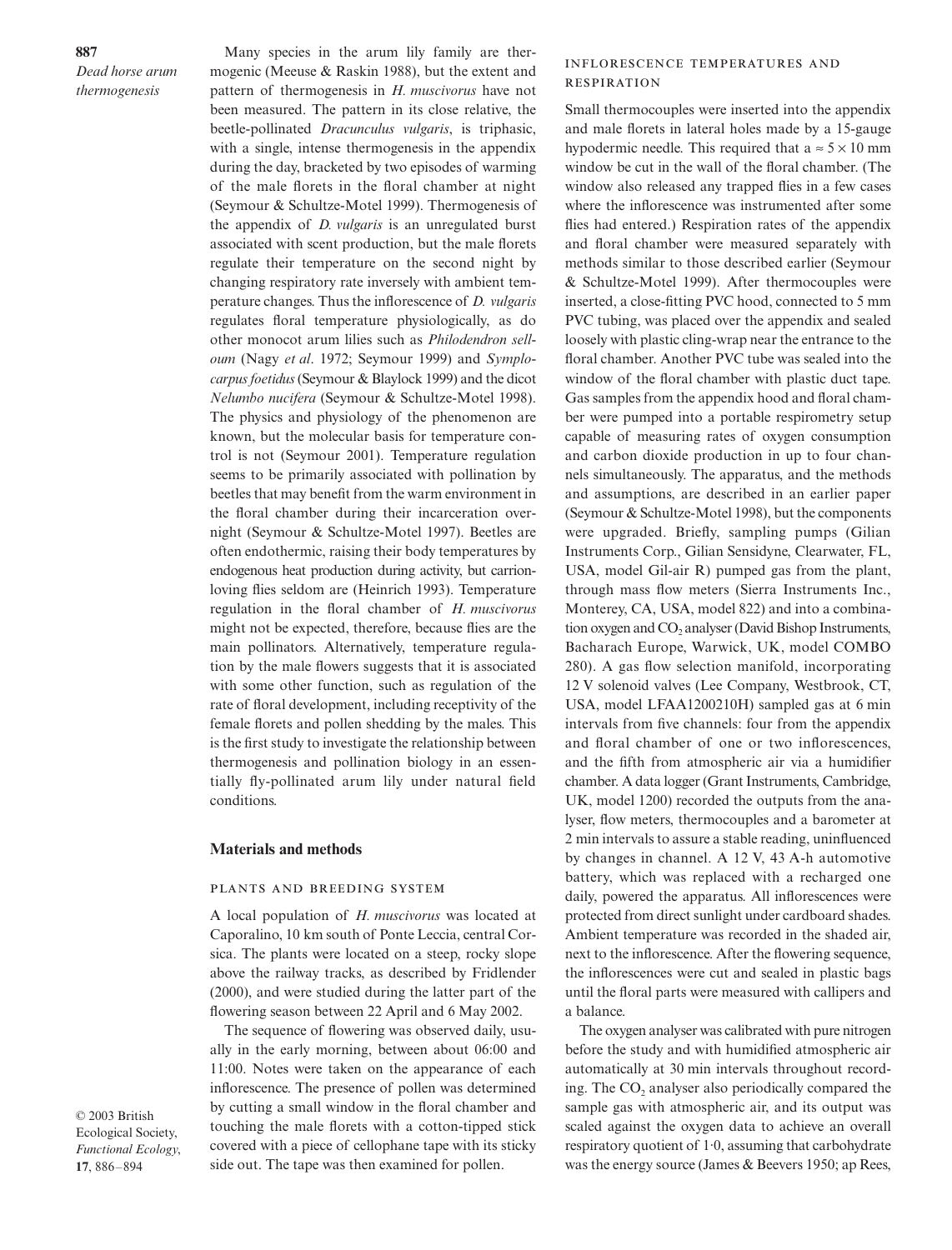Many species in the arum lily family are thermogenic (Meeuse & Raskin 1988), but the extent and pattern of thermogenesis in *H. muscivorus* have not been measured. The pattern in its close relative, the beetle-pollinated *Dracunculus vulgaris*, is triphasic, with a single, intense thermogenesis in the appendix during the day, bracketed by two episodes of warming of the male florets in the floral chamber at night (Seymour & Schultze-Motel 1999). Thermogenesis of the appendix of *D. vulgaris* is an unregulated burst associated with scent production, but the male florets regulate their temperature on the second night by changing respiratory rate inversely with ambient temperature changes. Thus the inflorescence of *D. vulgaris* regulates floral temperature physiologically, as do other monocot arum lilies such as *Philodendron selloum* (Nagy *et al*. 1972; Seymour 1999) and *Symplocarpus foetidus* (Seymour & Blaylock 1999) and the dicot *Nelumbo nucifera* (Seymour & Schultze-Motel 1998). The physics and physiology of the phenomenon are known, but the molecular basis for temperature control is not (Seymour 2001). Temperature regulation seems to be primarily associated with pollination by beetles that may benefit from the warm environment in the floral chamber during their incarceration overnight (Seymour & Schultze-Motel 1997). Beetles are often endothermic, raising their body temperatures by endogenous heat production during activity, but carrion-loving flies seldom are (Heinrich 1993). Temperature regulation in the floral chamber of *H. muscivorus* might not be expected, therefore, because flies are the main pollinators. Alternatively, temperature regulation by the male flowers suggests that it is associated with some other function, such as regulation of the rate of floral development, including receptivity of the female florets and pollen shedding by the males. This is the first study to investigate the relationship between thermogenesis and pollination biology in an essentially fly-pollinated arum lily under natural field conditions.

## Materials and methods

### PLANTS AND BREEDING SYSTEM

A local population of *H. muscivorus* was located at Caporalino, 10 km south of Ponte Leccia, central Corsica. The plants were located on a steep, rocky slope above the railway tracks, as described by Fridlender (2000), and were studied during the latter part of the flowering season between 22 April and 6 May 2002.

The sequence of flowering was observed daily, usually in the early morning, between about 06:00 and 11:00. Notes were taken on the appearance of each inflorescence. The presence of pollen was determined by cutting a small window in the floral chamber and touching the male florets with a cotton-tipped stick covered with a piece of cellophane tape with its sticky side out. The tape was then examined for pollen.

### INFLORESCENCE TEMPERATURES AND RESPIRATION

Small thermocouples were inserted into the appendix and male florets in lateral holes made by a 15-gauge hypodermic needle. This required that a ≈ 5 × 10 mm window be cut in the wall of the floral chamber. (The window also released any trapped flies in a few cases where the inflorescence was instrumented after some flies had entered.) Respiration rates of the appendix and floral chamber were measured separately with methods similar to those described earlier (Seymour & Schultze-Motel 1999). After thermocouples were inserted, a close-fitting PVC hood, connected to 5 mm PVC tubing, was placed over the appendix and sealed loosely with plastic cling-wrap near the entrance to the floral chamber. Another PVC tube was sealed into the window of the floral chamber with plastic duct tape. Gas samples from the appendix hood and floral chamber were pumped into a portable respirometry setup capable of measuring rates of oxygen consumption and carbon dioxide production in up to four channels simultaneously. The apparatus, and the methods and assumptions, are described in an earlier paper (Seymour & Schultze-Motel 1998), but the components were upgraded. Briefly, sampling pumps (Gilian Instruments Corp., Gilian Sensidyne, Clearwater, FL, USA, model Gil-air R) pumped gas from the plant, through mass flow meters (Sierra Instruments Inc., Monterey, CA, USA, model 822) and into a combination oxygen and $CO_2$ analyser (David Bishop Instruments, Bacharach Europe, Warwick, UK, model COMBO 280). A gas flow selection manifold, incorporating 12 V solenoid valves (Lee Company, Westbrook, CT, USA, model LFAA1200210H) sampled gas at 6 min intervals from five channels: four from the appendix and floral chamber of one or two inflorescences, and the fifth from atmospheric air via a humidifier chamber. A data logger (Grant Instruments, Cambridge, UK, model 1200) recorded the outputs from the analyser, flow meters, thermocouples and a barometer at 2 min intervals to assure a stable reading, uninfluenced by changes in channel. A 12 V, 43 A-h automotive battery, which was replaced with a recharged one daily, powered the apparatus. All inflorescences were protected from direct sunlight under cardboard shades. Ambient temperature was recorded in the shaded air, next to the inflorescence. After the flowering sequence, the inflorescences were cut and sealed in plastic bags until the floral parts were measured with callipers and a balance.

The oxygen analyser was calibrated with pure nitrogen before the study and with humidified atmospheric air automatically at 30 min intervals throughout recording. The $CO_2$ analyser also periodically compared the sample gas with atmospheric air, and its output was scaled against the oxygen data to achieve an overall respiratory quotient of 1·0, assuming that carbohydrate was the energy source (James & Beevers 1950; ap Rees,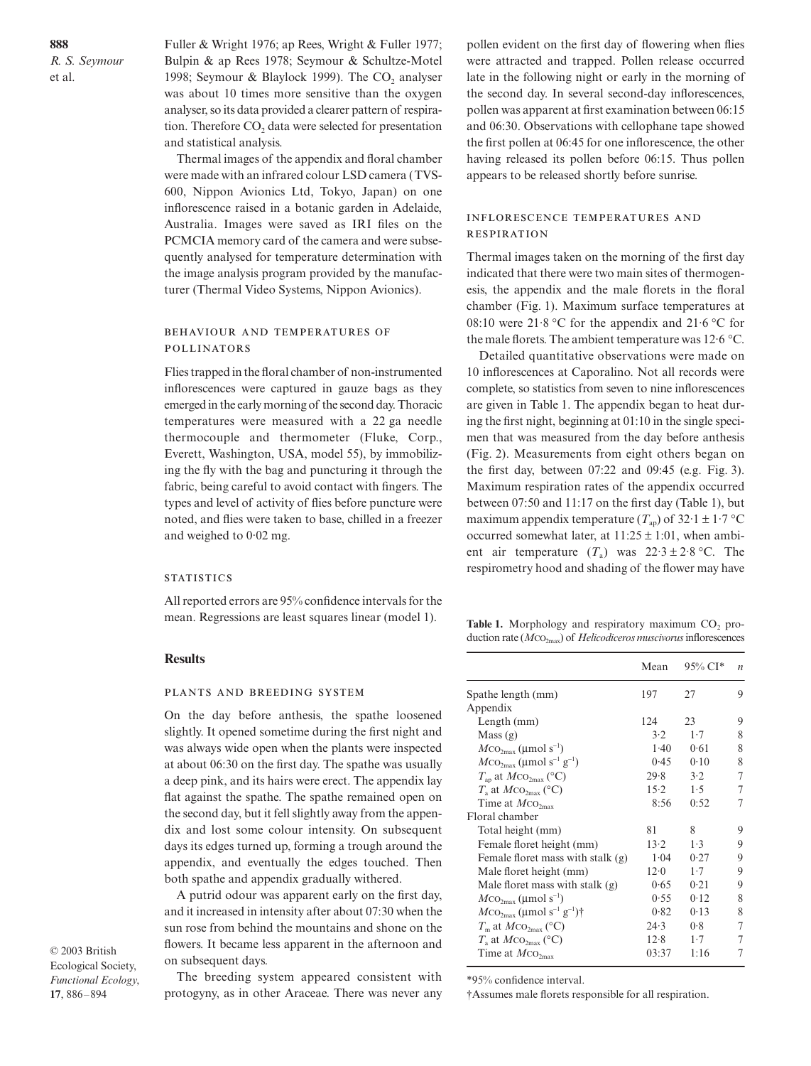Fuller & Wright 1976; ap Rees, Wright & Fuller 1977; Bulpin & ap Rees 1978; Seymour & Schultze-Motel 1998; Seymour & Blaylock 1999). The $CO_2$ analyser was about 10 times more sensitive than the oxygen analyser, so its data provided a clearer pattern of respiration. Therefore $CO_2$ data were selected for presentation and statistical analysis.

Thermal images of the appendix and floral chamber were made with an infrared colour LSD camera (TVS-600, Nippon Avionics Ltd, Tokyo, Japan) on one inflorescence raised in a botanic garden in Adelaide, Australia. Images were saved as IRI files on the PCMCIA memory card of the camera and were subsequently analysed for temperature determination with the image analysis program provided by the manufacturer (Thermal Video Systems, Nippon Avionics).

### Behaviour and temperatures of pollinators

Flies trapped in the floral chamber of non-instrumented inflorescences were captured in gauze bags as they emerged in the early morning of the second day. Thoracic temperatures were measured with a 22 ga needle thermocouple and thermometer (Fluke, Corp., Everett, Washington, USA, model 55), by immobilizing the fly with the bag and puncturing it through the fabric, being careful to avoid contact with fingers. The types and level of activity of flies before puncture were noted, and flies were taken to base, chilled in a freezer and weighed to 0·02 mg.

### Statistics

All reported errors are 95% confidence intervals for the mean. Regressions are least squares linear (model 1).

## Results

### Plants and breeding system

On the day before anthesis, the spathe loosened slightly. It opened sometime during the first night and was always wide open when the plants were inspected at about 06:30 on the first day. The spathe was usually a deep pink, and its hairs were erect. The appendix lay flat against the spathe. The spathe remained open on the second day, but it fell slightly away from the appendix and lost some colour intensity. On subsequent days its edges turned up, forming a trough around the appendix, and eventually the edges touched. Then both spathe and appendix gradually withered.

A putrid odour was apparent early on the first day, and it increased in intensity after about 07:30 when the sun rose from behind the mountains and shone on the flowers. It became less apparent in the afternoon and on subsequent days.

The breeding system appeared consistent with protogyny, as in other Araceae. There was never any pollen evident on the first day of flowering when flies were attracted and trapped. Pollen release occurred late in the following night or early in the morning of the second day. In several second-day inflorescences, pollen was apparent at first examination between 06:15 and 06:30. Observations with cellophane tape showed the first pollen at 06:45 for one inflorescence, the other having released its pollen before 06:15. Thus pollen appears to be released shortly before sunrise.

### Inflorescence temperatures and respiration

Thermal images taken on the morning of the first day indicated that there were two main sites of thermogenesis, the appendix and the male florets in the floral chamber (Fig. 1). Maximum surface temperatures at 08:10 were 21·8 °C for the appendix and 21·6 °C for the male florets. The ambient temperature was 12·6 °C.

Detailed quantitative observations were made on 10 inflorescences at Caporalino. Not all records were complete, so statistics from seven to nine inflorescences are given in Table 1. The appendix began to heat during the first night, beginning at 01:10 in the single specimen that was measured from the day before anthesis (Fig. 2). Measurements from eight others began on the first day, between 07:22 and 09:45 (e.g. Fig. 3). Maximum respiration rates of the appendix occurred between 07:50 and 11:17 on the first day (Table 1), but maximum appendix temperature ($T_{ap}$) of 32·1 ± 1·7 °C occurred somewhat later, at 11:25 ± 1:01, when ambient air temperature ($T_a$) was 22·3 ± 2·8 °C. The respirometry hood and shading of the flower may have

**Table 1.** Morphology and respiratory maximum $CO_2$ production rate ($M\text{CO}_{2max}$) of *Helicodiceros muscivorus* inflorescences

| | Mean | 95% CI* | $n$ |
|---|---|---|---|
| Spathe length (mm) | 197 | 27 | 9 |
| Appendix | | | |
| Length (mm) | 124 | 23 | 9 |
| Mass (g) | 3·2 | 1·7 | 8 |
| $M\text{CO}_{2max}$ (μmol s$^{-1}$) | 1·40 | 0·61 | 8 |
| $M\text{CO}_{2max}$ (μmol s$^{-1}$ g$^{-1}$) | 0·45 | 0·10 | 8 |
| $T_{ap}$ at $M\text{CO}_{2max}$ (°C) | 29·8 | 3·2 | 7 |
| $T_a$ at $M\text{CO}_{2max}$ (°C) | 15·2 | 1·5 | 7 |
| Time at $M\text{CO}_{2max}$ | 8:56 | 0:52 | 7 |
| Floral chamber | | | |
| Total height (mm) | 81 | 8 | 9 |
| Female floret height (mm) | 13·2 | 1·3 | 9 |
| Female floret mass with stalk (g) | 1·04 | 0·27 | 9 |
| Male floret height (mm) | 12·0 | 1·7 | 9 |
| Male floret mass with stalk (g) | 0·65 | 0·21 | 9 |
| $M\text{CO}_{2max}$ (μmol s$^{-1}$) | 0·55 | 0·12 | 8 |
| $M\text{CO}_{2max}$ (μmol s$^{-1}$ g$^{-1}$)† | 0·82 | 0·13 | 8 |
| $T_m$ at $M\text{CO}_{2max}$ (°C) | 24·3 | 0·8 | 7 |
| $T_a$ at $M\text{CO}_{2max}$ (°C) | 12·8 | 1·7 | 7 |
| Time at $M\text{CO}_{2max}$ | 03:37 | 1:16 | 7 |

*95% confidence interval.

†Assumes male florets responsible for all respiration.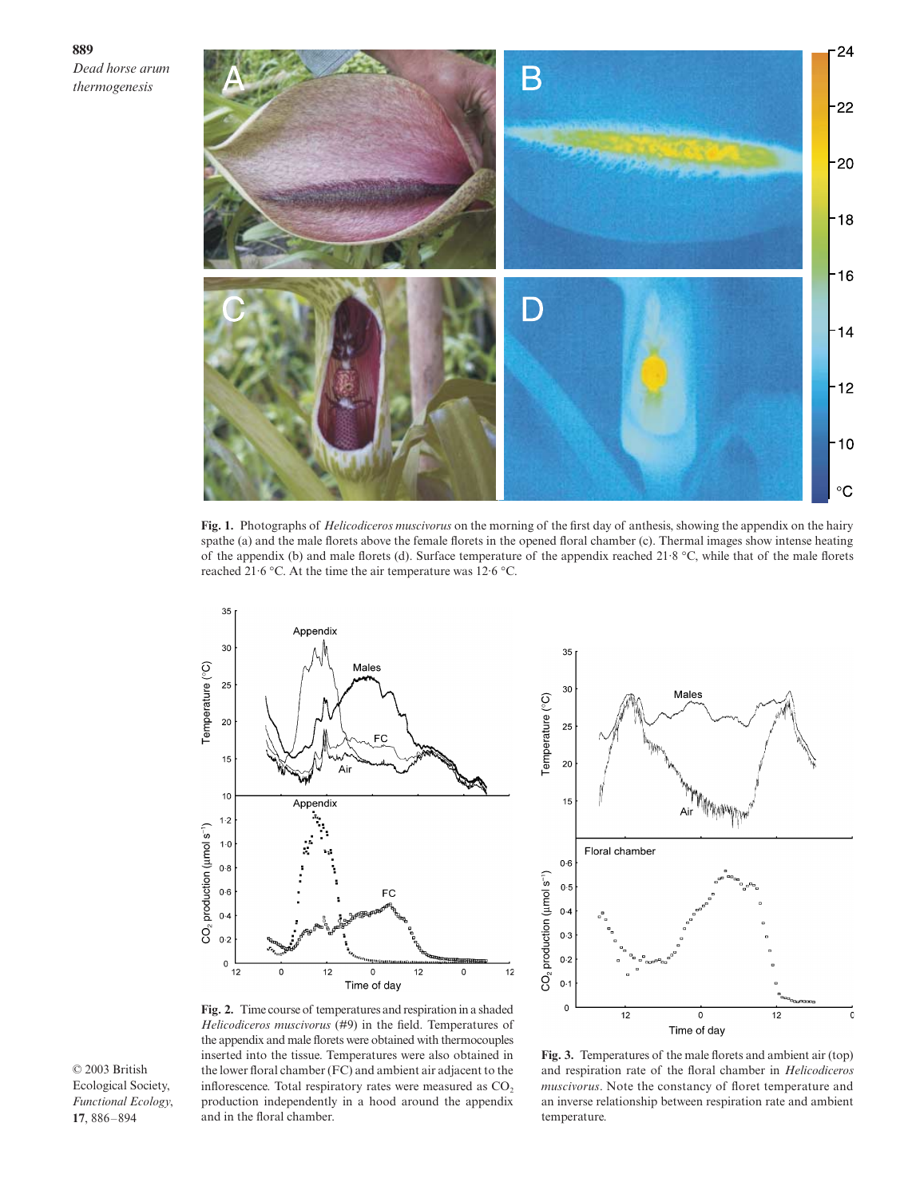**Fig. 1.** Photographs of *Helicodiceros muscivorus* on the morning of the first day of anthesis, showing the appendix on the hairy spathe (a) and the male florets above the female florets in the opened floral chamber (c). Thermal images show intense heating of the appendix (b) and male florets (d). Surface temperature of the appendix reached 21·8 °C, while that of the male florets reached 21·6 °C. At the time the air temperature was 12·6 °C.

**Fig. 2.** Time course of temperatures and respiration in a shaded *Helicodiceros muscivorus* (#9) in the field. Temperatures of the appendix and male florets were obtained with thermocouples inserted into the tissue. Temperatures were also obtained in the lower floral chamber (FC) and ambient air adjacent to the inflorescence. Total respiratory rates were measured as $CO_2$ production independently in a hood around the appendix and in the floral chamber.

**Fig. 3.** Temperatures of the male florets and ambient air (top) and respiration rate of the floral chamber in *Helicodiceros muscivorus*. Note the constancy of floret temperature and an inverse relationship between respiration rate and ambient temperature.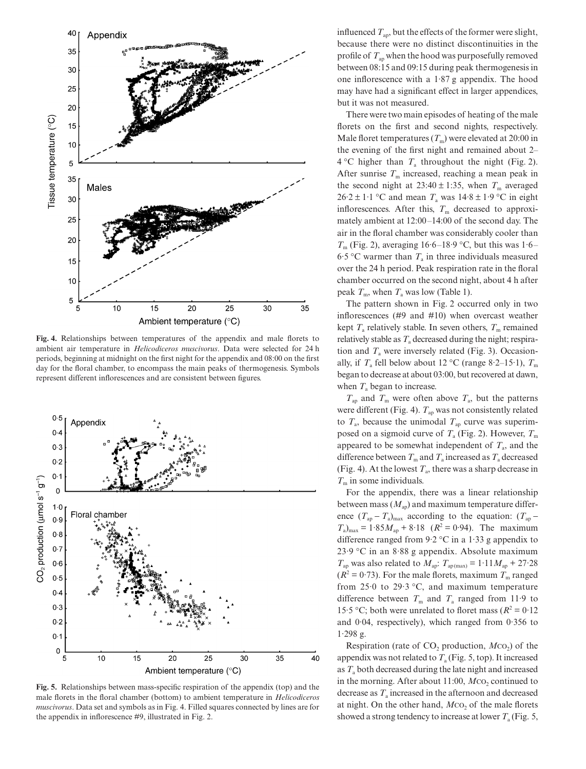**Fig. 4.** Relationships between temperatures of the appendix and male florets to ambient air temperature in *Helicodiceros muscivorus*. Data were selected for 24 h periods, beginning at midnight on the first night for the appendix and 08:00 on the first day for the floral chamber, to encompass the main peaks of thermogenesis. Symbols represent different inflorescences and are consistent between figures.

**Fig. 5.** Relationships between mass-specific respiration of the appendix (top) and the male florets in the floral chamber (bottom) to ambient temperature in *Helicodiceros muscivorus*. Data set and symbols as in Fig. 4. Filled squares connected by lines are for the appendix in inflorescence #9, illustrated in Fig. 2.

influenced $T_{ap}$, but the effects of the former were slight, because there were no distinct discontinuities in the profile of $T_{ap}$ when the hood was purposefully removed between 08:15 and 09:15 during peak thermogenesis in one inflorescence with a 1·87 g appendix. The hood may have had a significant effect in larger appendices, but it was not measured.

There were two main episodes of heating of the male florets on the first and second nights, respectively. Male floret temperatures ($T_m$) were elevated at 20:00 in the evening of the first night and remained about 2–4 °C higher than $T_a$ throughout the night (Fig. 2). After sunrise $T_m$ increased, reaching a mean peak in the second night at 23:40 ± 1:35, when $T_m$ averaged 26·2 ± 1·1 °C and mean $T_a$ was 14·8 ± 1·9 °C in eight inflorescences. After this, $T_m$ decreased to approximately ambient at 12:00–14:00 of the second day. The air in the floral chamber was considerably cooler than $T_m$ (Fig. 2), averaging 16·6–18·9 °C, but this was 1·6–6·5 °C warmer than $T_a$ in three individuals measured over the 24 h period. Peak respiration rate in the floral chamber occurred on the second night, about 4 h after peak $T_m$, when $T_a$ was low (Table 1).

The pattern shown in Fig. 2 occurred only in two inflorescences (#9 and #10) when overcast weather kept $T_a$ relatively stable. In seven others, $T_m$ remained relatively stable as $T_a$ decreased during the night; respiration and $T_a$ were inversely related (Fig. 3). Occasionally, if $T_a$ fell below about 12 °C (range 8·2–15·1), $T_m$ began to decrease at about 03:00, but recovered at dawn, when $T_a$ began to increase.

$T_{ap}$ and $T_m$ were often above $T_a$, but the patterns were different (Fig. 4). $T_{ap}$ was not consistently related to $T_a$, because the unimodal $T_{ap}$ curve was superimposed on a sigmoid curve of $T_a$ (Fig. 2). However, $T_m$ appeared to be somewhat independent of $T_a$, and the difference between $T_m$ and $T_a$ increased as $T_a$ decreased (Fig. 4). At the lowest $T_a$, there was a sharp decrease in $T_m$ in some individuals.

For the appendix, there was a linear relationship between mass ($M_{ap}$) and maximum temperature difference $(T_{ap} - T_a)_{max}$ according to the equation: $(T_{ap} - T_a)_{max} = 1{\cdot}85M_{ap} + 8{\cdot}18$ ($R^2 = 0{\cdot}94$). The maximum difference ranged from 9·2 °C in a 1·33 g appendix to 23·9 °C in an 8·88 g appendix. Absolute maximum $T_{ap}$ was also related to $M_{ap}$: $T_{ap(max)} = 1{\cdot}11M_{ap} + 27{\cdot}28$ ($R^2 = 0{\cdot}73$). For the male florets, maximum $T_m$ ranged from 25·0 to 29·3 °C, and maximum temperature difference between $T_m$ and $T_a$ ranged from 11·9 to 15·5 °C; both were unrelated to floret mass ($R^2 = 0{\cdot}12$ and 0·04, respectively), which ranged from 0·356 to 1·298 g.

Respiration (rate of $CO_2$ production, $M_{CO_2}$) of the appendix was not related to $T_a$ (Fig. 5, top). It increased as $T_a$ both decreased during the late night and increased in the morning. After about 11:00, $M_{CO_2}$ continued to decrease as $T_a$ increased in the afternoon and decreased at night. On the other hand, $M_{CO_2}$ of the male florets showed a strong tendency to increase at lower $T_a$ (Fig. 5,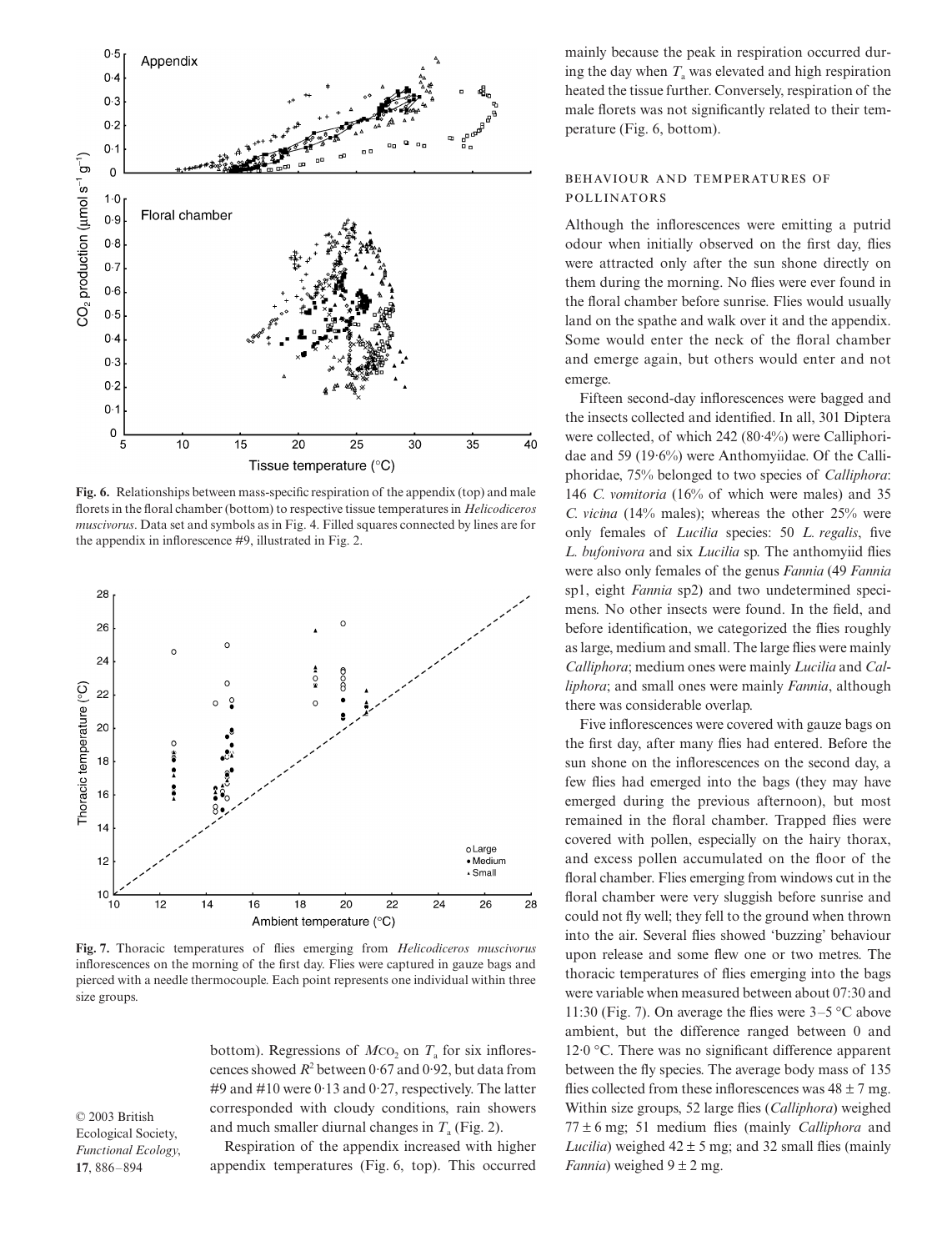**Fig. 6.** Relationships between mass-specific respiration of the appendix (top) and male florets in the floral chamber (bottom) to respective tissue temperatures in *Helicodiceros muscivorus*. Data set and symbols as in Fig. 4. Filled squares connected by lines are for the appendix in inflorescence #9, illustrated in Fig. 2.

**Fig. 7.** Thoracic temperatures of flies emerging from *Helicodiceros muscivorus* inflorescences on the morning of the first day. Flies were captured in gauze bags and pierced with a needle thermocouple. Each point represents one individual within three size groups.

bottom). Regressions of $M_{CO_2}$ on $T_a$ for six inflorescences showed $R^2$ between 0·67 and 0·92, but data from #9 and #10 were 0·13 and 0·27, respectively. The latter corresponded with cloudy conditions, rain showers and much smaller diurnal changes in $T_a$ (Fig. 2).

Respiration of the appendix increased with higher appendix temperatures (Fig. 6, top). This occurred mainly because the peak in respiration occurred during the day when $T_a$ was elevated and high respiration heated the tissue further. Conversely, respiration of the male florets was not significantly related to their temperature (Fig. 6, bottom).

### Behaviour and temperatures of pollinators

Although the inflorescences were emitting a putrid odour when initially observed on the first day, flies were attracted only after the sun shone directly on them during the morning. No flies were ever found in the floral chamber before sunrise. Flies would usually land on the spathe and walk over it and the appendix. Some would enter the neck of the floral chamber and emerge again, but others would enter and not emerge.

Fifteen second-day inflorescences were bagged and the insects collected and identified. In all, 301 Diptera were collected, of which 242 (80·4%) were Calliphoridae and 59 (19·6%) were Anthomyiidae. Of the Calliphoridae, 75% belonged to two species of *Calliphora*: 146 *C. vomitoria* (16% of which were males) and 35 *C. vicina* (14% males); whereas the other 25% were only females of *Lucilia* species: 50 *L. regalis*, five *L. bufonivora* and six *Lucilia* sp. The anthomyiid flies were also only females of the genus *Fannia* (49 *Fannia* sp1, eight *Fannia* sp2) and two undetermined specimens. No other insects were found. In the field, and before identification, we categorized the flies roughly as large, medium and small. The large flies were mainly *Calliphora*; medium ones were mainly *Lucilia* and *Calliphora*; and small ones were mainly *Fannia*, although there was considerable overlap.

Five inflorescences were covered with gauze bags on the first day, after many flies had entered. Before the sun shone on the inflorescences on the second day, a few flies had emerged into the bags (they may have emerged during the previous afternoon), but most remained in the floral chamber. Trapped flies were covered with pollen, especially on the hairy thorax, and excess pollen accumulated on the floor of the floral chamber. Flies emerging from windows cut in the floral chamber were very sluggish before sunrise and could not fly well; they fell to the ground when thrown into the air. Several flies showed 'buzzing' behaviour upon release and some flew one or two metres. The thoracic temperatures of flies emerging into the bags were variable when measured between about 07:30 and 11:30 (Fig. 7). On average the flies were 3–5 °C above ambient, but the difference ranged between 0 and 12·0 °C. There was no significant difference apparent between the fly species. The average body mass of 135 flies collected from these inflorescences was 48 ± 7 mg. Within size groups, 52 large flies (*Calliphora*) weighed 77 ± 6 mg; 51 medium flies (mainly *Calliphora* and *Lucilia*) weighed 42 ± 5 mg; and 32 small flies (mainly *Fannia*) weighed 9 ± 2 mg.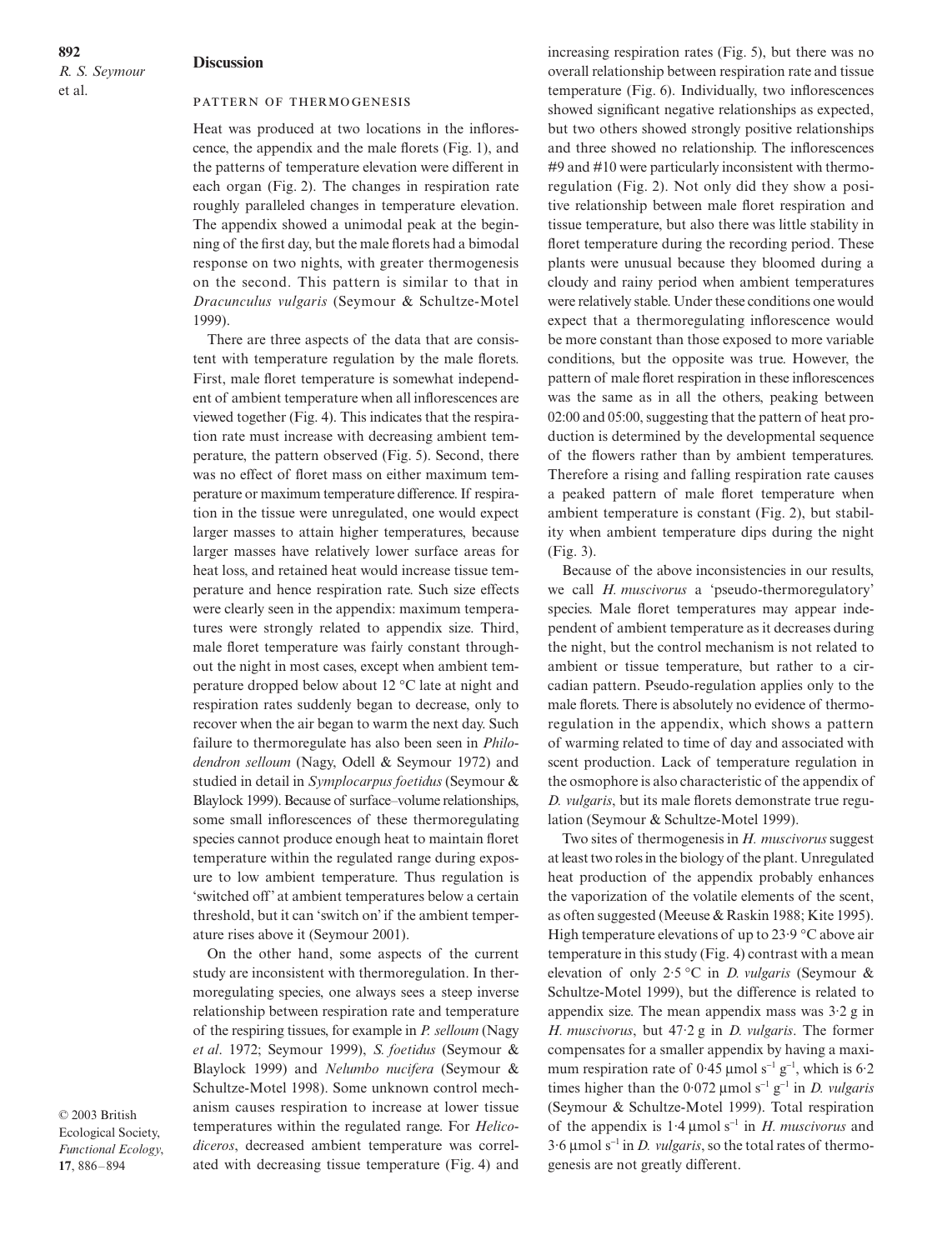## Discussion

### Pattern of thermogenesis

Heat was produced at two locations in the inflorescence, the appendix and the male florets (Fig. 1), and the patterns of temperature elevation were different in each organ (Fig. 2). The changes in respiration rate roughly paralleled changes in temperature elevation. The appendix showed a unimodal peak at the beginning of the first day, but the male florets had a bimodal response on two nights, with greater thermogenesis on the second. This pattern is similar to that in *Dracunculus vulgaris* (Seymour & Schultze-Motel 1999).

There are three aspects of the data that are consistent with temperature regulation by the male florets. First, male floret temperature is somewhat independent of ambient temperature when all inflorescences are viewed together (Fig. 4). This indicates that the respiration rate must increase with decreasing ambient temperature, the pattern observed (Fig. 5). Second, there was no effect of floret mass on either maximum temperature or maximum temperature difference. If respiration in the tissue were unregulated, one would expect larger masses to attain higher temperatures, because larger masses have relatively lower surface areas for heat loss, and retained heat would increase tissue temperature and hence respiration rate. Such size effects were clearly seen in the appendix: maximum temperatures were strongly related to appendix size. Third, male floret temperature was fairly constant throughout the night in most cases, except when ambient temperature dropped below about 12 °C late at night and respiration rates suddenly began to decrease, only to recover when the air began to warm the next day. Such failure to thermoregulate has also been seen in *Philodendron selloum* (Nagy, Odell & Seymour 1972) and studied in detail in *Symplocarpus foetidus* (Seymour & Blaylock 1999). Because of surface–volume relationships, some small inflorescences of these thermoregulating species cannot produce enough heat to maintain floret temperature within the regulated range during exposure to low ambient temperature. Thus regulation is 'switched off' at ambient temperatures below a certain threshold, but it can 'switch on' if the ambient temperature rises above it (Seymour 2001).

On the other hand, some aspects of the current study are inconsistent with thermoregulation. In thermoregulating species, one always sees a steep inverse relationship between respiration rate and temperature of the respiring tissues, for example in *P. selloum* (Nagy *et al*. 1972; Seymour 1999), *S. foetidus* (Seymour & Blaylock 1999) and *Nelumbo nucifera* (Seymour & Schultze-Motel 1998). Some unknown control mechanism causes respiration to increase at lower tissue temperatures within the regulated range. For *Helicodiceros*, decreased ambient temperature was correlated with decreasing tissue temperature (Fig. 4) and increasing respiration rates (Fig. 5), but there was no overall relationship between respiration rate and tissue temperature (Fig. 6). Individually, two inflorescences showed significant negative relationships as expected, but two others showed strongly positive relationships and three showed no relationship. The inflorescences #9 and #10 were particularly inconsistent with thermoregulation (Fig. 2). Not only did they show a positive relationship between male floret respiration and tissue temperature, but also there was little stability in floret temperature during the recording period. These plants were unusual because they bloomed during a cloudy and rainy period when ambient temperatures were relatively stable. Under these conditions one would expect that a thermoregulating inflorescence would be more constant than those exposed to more variable conditions, but the opposite was true. However, the pattern of male floret respiration in these inflorescences was the same as in all the others, peaking between 02:00 and 05:00, suggesting that the pattern of heat production is determined by the developmental sequence of the flowers rather than by ambient temperatures. Therefore a rising and falling respiration rate causes a peaked pattern of male floret temperature when ambient temperature is constant (Fig. 2), but stability when ambient temperature dips during the night (Fig. 3).

Because of the above inconsistencies in our results, we call *H. muscivorus* a 'pseudo-thermoregulatory' species. Male floret temperatures may appear independent of ambient temperature as it decreases during the night, but the control mechanism is not related to ambient or tissue temperature, but rather to a circadian pattern. Pseudo-regulation applies only to the male florets. There is absolutely no evidence of thermoregulation in the appendix, which shows a pattern of warming related to time of day and associated with scent production. Lack of temperature regulation in the osmophore is also characteristic of the appendix of *D. vulgaris*, but its male florets demonstrate true regulation (Seymour & Schultze-Motel 1999).

Two sites of thermogenesis in *H. muscivorus* suggest at least two roles in the biology of the plant. Unregulated heat production of the appendix probably enhances the vaporization of the volatile elements of the scent, as often suggested (Meeuse & Raskin 1988; Kite 1995). High temperature elevations of up to 23·9 °C above air temperature in this study (Fig. 4) contrast with a mean elevation of only 2·5 °C in *D. vulgaris* (Seymour & Schultze-Motel 1999), but the difference is related to appendix size. The mean appendix mass was 3·2 g in *H. muscivorus*, but 47·2 g in *D. vulgaris*. The former compensates for a smaller appendix by having a maximum respiration rate of 0·45 µmol $s^{-1}$ $g^{-1}$, which is 6·2 times higher than the 0·072 µmol $s^{-1}$ $g^{-1}$ in *D. vulgaris* (Seymour & Schultze-Motel 1999). Total respiration of the appendix is 1·4 µmol $s^{-1}$ in *H. muscivorus* and 3·6 µmol $s^{-1}$ in *D. vulgaris*, so the total rates of thermogenesis are not greatly different.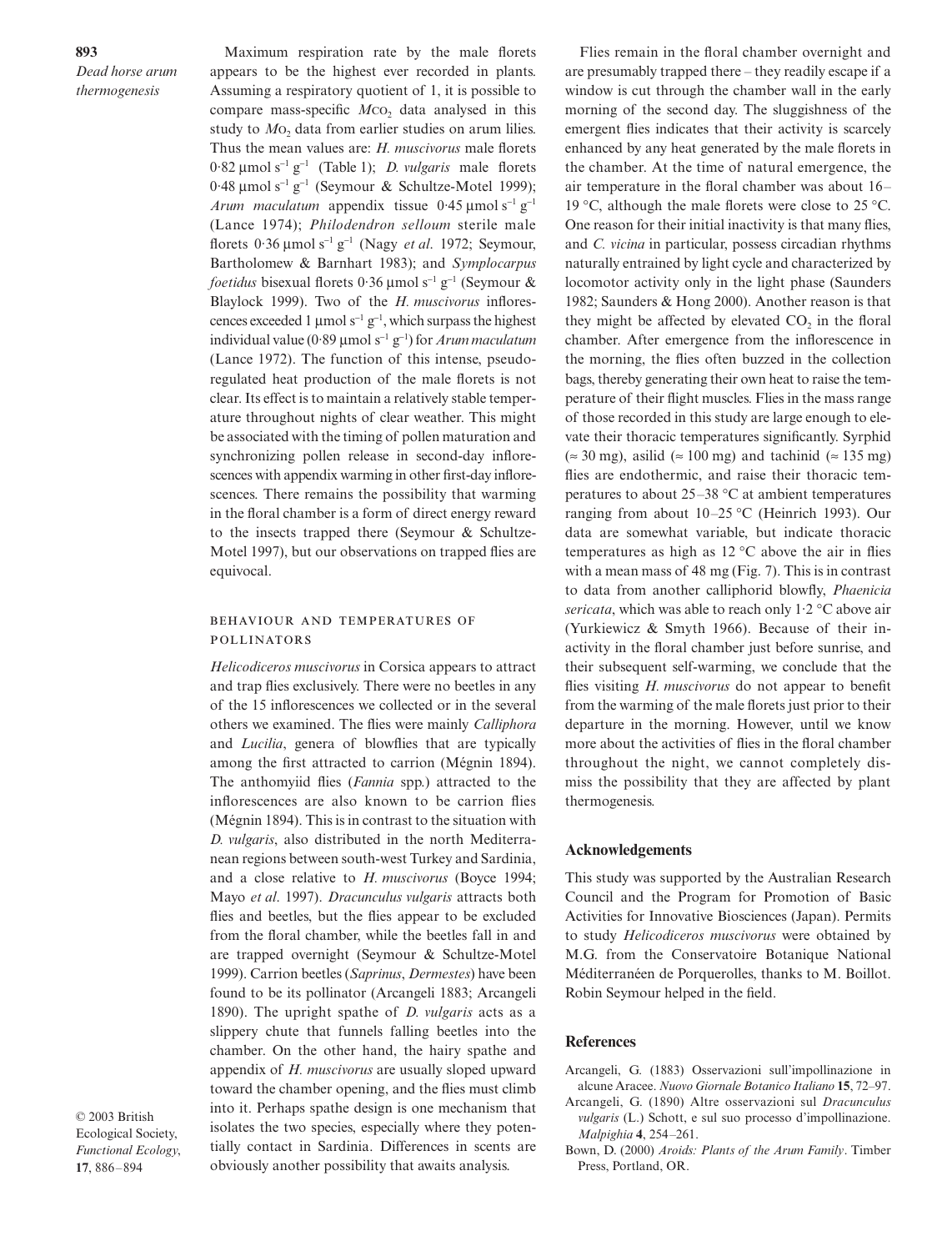Maximum respiration rate by the male florets appears to be the highest ever recorded in plants. Assuming a respiratory quotient of 1, it is possible to compare mass-specific $M_{CO_2}$ data analysed in this study to $M_{O_2}$ data from earlier studies on arum lilies. Thus the mean values are: *H. muscivorus* male florets 0·82 µmol $s^{-1}$ $g^{-1}$ (Table 1); *D. vulgaris* male florets 0·48 µmol $s^{-1}$ $g^{-1}$ (Seymour & Schultze-Motel 1999); *Arum maculatum* appendix tissue 0·45 µmol $s^{-1}$ $g^{-1}$ (Lance 1974); *Philodendron selloum* sterile male florets 0·36 µmol $s^{-1}$ $g^{-1}$ (Nagy *et al*. 1972; Seymour, Bartholomew & Barnhart 1983); and *Symplocarpus foetidus* bisexual florets 0·36 µmol $s^{-1}$ $g^{-1}$ (Seymour & Blaylock 1999). Two of the *H. muscivorus* inflorescences exceeded 1 µmol $s^{-1}$ $g^{-1}$, which surpass the highest individual value (0·89 µmol $s^{-1}$ $g^{-1}$) for *Arum maculatum* (Lance 1972). The function of this intense, pseudo-regulated heat production of the male florets is not clear. Its effect is to maintain a relatively stable temperature throughout nights of clear weather. This might be associated with the timing of pollen maturation and synchronizing pollen release in second-day inflorescences with appendix warming in other first-day inflorescences. There remains the possibility that warming in the floral chamber is a form of direct energy reward to the insects trapped there (Seymour & Schultze-Motel 1997), but our observations on trapped flies are equivocal.

### Behaviour and temperatures of pollinators

*Helicodiceros muscivorus* in Corsica appears to attract and trap flies exclusively. There were no beetles in any of the 15 inflorescences we collected or in the several others we examined. The flies were mainly *Calliphora* and *Lucilia*, genera of blowflies that are typically among the first attracted to carrion (Mégnin 1894). The anthomyiid flies (*Fannia* spp.) attracted to the inflorescences are also known to be carrion flies (Mégnin 1894). This is in contrast to the situation with *D. vulgaris*, also distributed in the north Mediterranean regions between south-west Turkey and Sardinia, and a close relative to *H. muscivorus* (Boyce 1994; Mayo *et al*. 1997). *Dracunculus vulgaris* attracts both flies and beetles, but the flies appear to be excluded from the floral chamber, while the beetles fall in and are trapped overnight (Seymour & Schultze-Motel 1999). Carrion beetles (*Saprinus*, *Dermestes*) have been found to be its pollinator (Arcangeli 1883; Arcangeli 1890). The upright spathe of *D. vulgaris* acts as a slippery chute that funnels falling beetles into the chamber. On the other hand, the hairy spathe and appendix of *H. muscivorus* are usually sloped upward toward the chamber opening, and the flies must climb into it. Perhaps spathe design is one mechanism that isolates the two species, especially where they potentially contact in Sardinia. Differences in scents are obviously another possibility that awaits analysis.

Flies remain in the floral chamber overnight and are presumably trapped there – they readily escape if a window is cut through the chamber wall in the early morning of the second day. The sluggishness of the emergent flies indicates that their activity is scarcely enhanced by any heat generated by the male florets in the chamber. At the time of natural emergence, the air temperature in the floral chamber was about 16–19 °C, although the male florets were close to 25 °C. One reason for their initial inactivity is that many flies, and *C. vicina* in particular, possess circadian rhythms naturally entrained by light cycle and characterized by locomotor activity only in the light phase (Saunders 1982; Saunders & Hong 2000). Another reason is that they might be affected by elevated $CO_2$ in the floral chamber. After emergence from the inflorescence in the morning, the flies often buzzed in the collection bags, thereby generating their own heat to raise the temperature of their flight muscles. Flies in the mass range of those recorded in this study are large enough to elevate their thoracic temperatures significantly. Syrphid (≈ 30 mg), asilid (≈ 100 mg) and tachinid (≈ 135 mg) flies are endothermic, and raise their thoracic temperatures to about 25–38 °C at ambient temperatures ranging from about 10–25 °C (Heinrich 1993). Our data are somewhat variable, but indicate thoracic temperatures as high as 12 °C above the air in flies with a mean mass of 48 mg (Fig. 7). This is in contrast to data from another calliphorid blowfly, *Phaenicia sericata*, which was able to reach only 1·2 °C above air (Yurkiewicz & Smyth 1966). Because of their inactivity in the floral chamber just before sunrise, and their subsequent self-warming, we conclude that the flies visiting *H. muscivorus* do not appear to benefit from the warming of the male florets just prior to their departure in the morning. However, until we know more about the activities of flies in the floral chamber throughout the night, we cannot completely dismiss the possibility that they are affected by plant thermogenesis.

## Acknowledgements

This study was supported by the Australian Research Council and the Program for Promotion of Basic Activities for Innovative Biosciences (Japan). Permits to study *Helicodiceros muscivorus* were obtained by M.G. from the Conservatoire Botanique National Méditerranéen de Porquerolles, thanks to M. Boillot. Robin Seymour helped in the field.

## References

Arcangeli, G. (1883) Osservazioni sull'impollinazione in alcune Aracee. *Nuovo Giornale Botanico Italiano* **15**, 72–97.

Arcangeli, G. (1890) Altre osservazioni sul *Dracunculus vulgaris* (L.) Schott, e sul suo processo d'impollinazione. *Malpighia* **4**, 254–261.

Bown, D. (2000) *Aroids: Plants of the Arum Family*. Timber Press, Portland, OR.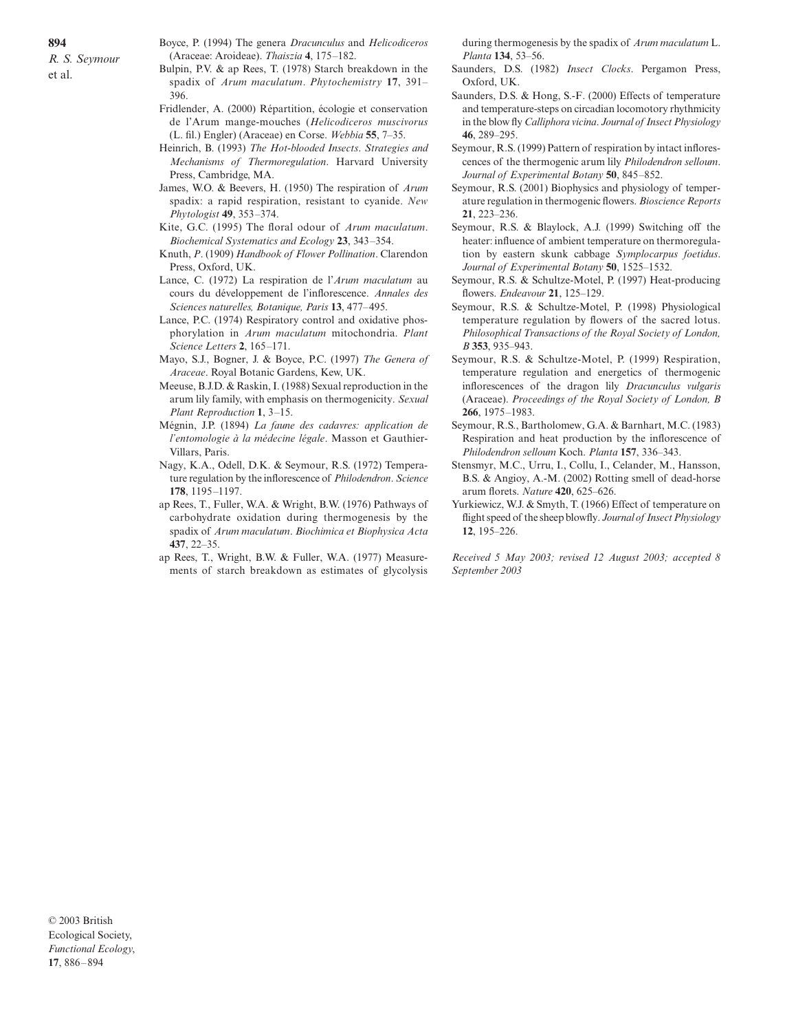Boyce, P. (1994) The genera *Dracunculus* and *Helicodiceros* (Araceae: Aroideae). *Thaiszia* **4**, 175–182.

Bulpin, P.V. & ap Rees, T. (1978) Starch breakdown in the spadix of *Arum maculatum*. *Phytochemistry* **17**, 391–396.

Fridlender, A. (2000) Répartition, écologie et conservation de l'Arum mange-mouches (*Helicodiceros muscivorus* (L. fil.) Engler) (Araceae) en Corse. *Webbia* **55**, 7–35.

Heinrich, B. (1993) *The Hot-blooded Insects. Strategies and Mechanisms of Thermoregulation*. Harvard University Press, Cambridge, MA.

James, W.O. & Beevers, H. (1950) The respiration of *Arum* spadix: a rapid respiration, resistant to cyanide. *New Phytologist* **49**, 353–374.

Kite, G.C. (1995) The floral odour of *Arum maculatum*. *Biochemical Systematics and Ecology* **23**, 343–354.

Knuth, *P*. (1909) *Handbook of Flower Pollination*. Clarendon Press, Oxford, UK.

Lance, C. (1972) La respiration de l'*Arum maculatum* au cours du développement de l'inflorescence. *Annales des Sciences naturelles, Botanique, Paris* **13**, 477–495.

Lance, P.C. (1974) Respiratory control and oxidative phosphorylation in *Arum maculatum* mitochondria. *Plant Science Letters* **2**, 165–171.

Mayo, S.J., Bogner, J. & Boyce, P.C. (1997) *The Genera of Araceae*. Royal Botanic Gardens, Kew, UK.

Meeuse, B.J.D. & Raskin, I. (1988) Sexual reproduction in the arum lily family, with emphasis on thermogenicity. *Sexual Plant Reproduction* **1**, 3–15.

Mégnin, J.P. (1894) *La faune des cadavres: application de l'entomologie à la médecine légale*. Masson et Gauthier-Villars, Paris.

Nagy, K.A., Odell, D.K. & Seymour, R.S. (1972) Temperature regulation by the inflorescence of *Philodendron*. *Science* **178**, 1195–1197.

ap Rees, T., Fuller, W.A. & Wright, B.W. (1976) Pathways of carbohydrate oxidation during thermogenesis by the spadix of *Arum maculatum*. *Biochimica et Biophysica Acta* **437**, 22–35.

ap Rees, T., Wright, B.W. & Fuller, W.A. (1977) Measurements of starch breakdown as estimates of glycolysis during thermogenesis by the spadix of *Arum maculatum* L. *Planta* **134**, 53–56.

Saunders, D.S. (1982) *Insect Clocks*. Pergamon Press, Oxford, UK.

Saunders, D.S. & Hong, S.-F. (2000) Effects of temperature and temperature-steps on circadian locomotory rhythmicity in the blow fly *Calliphora vicina*. *Journal of Insect Physiology* **46**, 289–295.

Seymour, R.S. (1999) Pattern of respiration by intact inflorescences of the thermogenic arum lily *Philodendron selloum*. *Journal of Experimental Botany* **50**, 845–852.

Seymour, R.S. (2001) Biophysics and physiology of temperature regulation in thermogenic flowers. *Bioscience Reports* **21**, 223–236.

Seymour, R.S. & Blaylock, A.J. (1999) Switching off the heater: influence of ambient temperature on thermoregulation by eastern skunk cabbage *Symplocarpus foetidus*. *Journal of Experimental Botany* **50**, 1525–1532.

Seymour, R.S. & Schultze-Motel, P. (1997) Heat-producing flowers. *Endeavour* **21**, 125–129.

Seymour, R.S. & Schultze-Motel, P. (1998) Physiological temperature regulation by flowers of the sacred lotus. *Philosophical Transactions of the Royal Society of London, B* **353**, 935–943.

Seymour, R.S. & Schultze-Motel, P. (1999) Respiration, temperature regulation and energetics of thermogenic inflorescences of the dragon lily *Dracunculus vulgaris* (Araceae). *Proceedings of the Royal Society of London, B* **266**, 1975–1983.

Seymour, R.S., Bartholomew, G.A. & Barnhart, M.C. (1983) Respiration and heat production by the inflorescence of *Philodendron selloum* Koch. *Planta* **157**, 336–343.

Stensmyr, M.C., Urru, I., Collu, I., Celander, M., Hansson, B.S. & Angioy, A.-M. (2002) Rotting smell of dead-horse arum florets. *Nature* **420**, 625–626.

Yurkiewicz, W.J. & Smyth, T. (1966) Effect of temperature on flight speed of the sheep blowfly. *Journal of Insect Physiology* **12**, 195–226.

*Received 5 May 2003; revised 12 August 2003; accepted 8 September 2003*